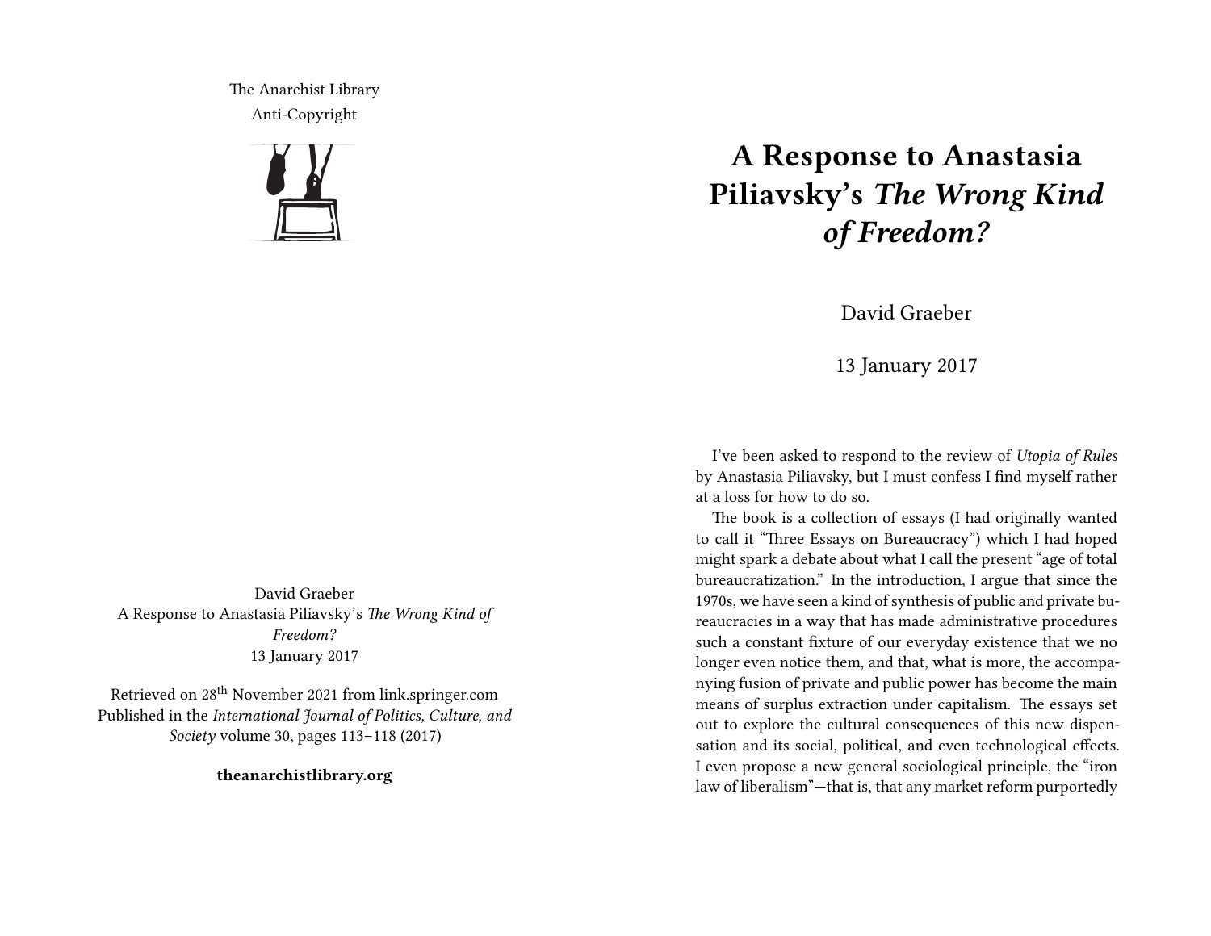The Anarchist Library
Anti-Copyright

David Graeber
A Response to Anastasia Piliavsky's *The Wrong Kind of Freedom?*
13 January 2017

Retrieved on 28th November 2021 from link.springer.com
Published in the *International Journal of Politics, Culture, and Society* volume 30, pages 113–118 (2017)

**theanarchistlibrary.org**

# A Response to Anastasia Piliavsky's *The Wrong Kind of Freedom?*

David Graeber

13 January 2017

I've been asked to respond to the review of *Utopia of Rules* by Anastasia Piliavsky, but I must confess I find myself rather at a loss for how to do so.

The book is a collection of essays (I had originally wanted to call it "Three Essays on Bureaucracy") which I had hoped might spark a debate about what I call the present "age of total bureaucratization." In the introduction, I argue that since the 1970s, we have seen a kind of synthesis of public and private bureaucracies in a way that has made administrative procedures such a constant fixture of our everyday existence that we no longer even notice them, and that, what is more, the accompanying fusion of private and public power has become the main means of surplus extraction under capitalism. The essays set out to explore the cultural consequences of this new dispensation and its social, political, and even technological effects. I even propose a new general sociological principle, the "iron law of liberalism"—that is, that any market reform purportedly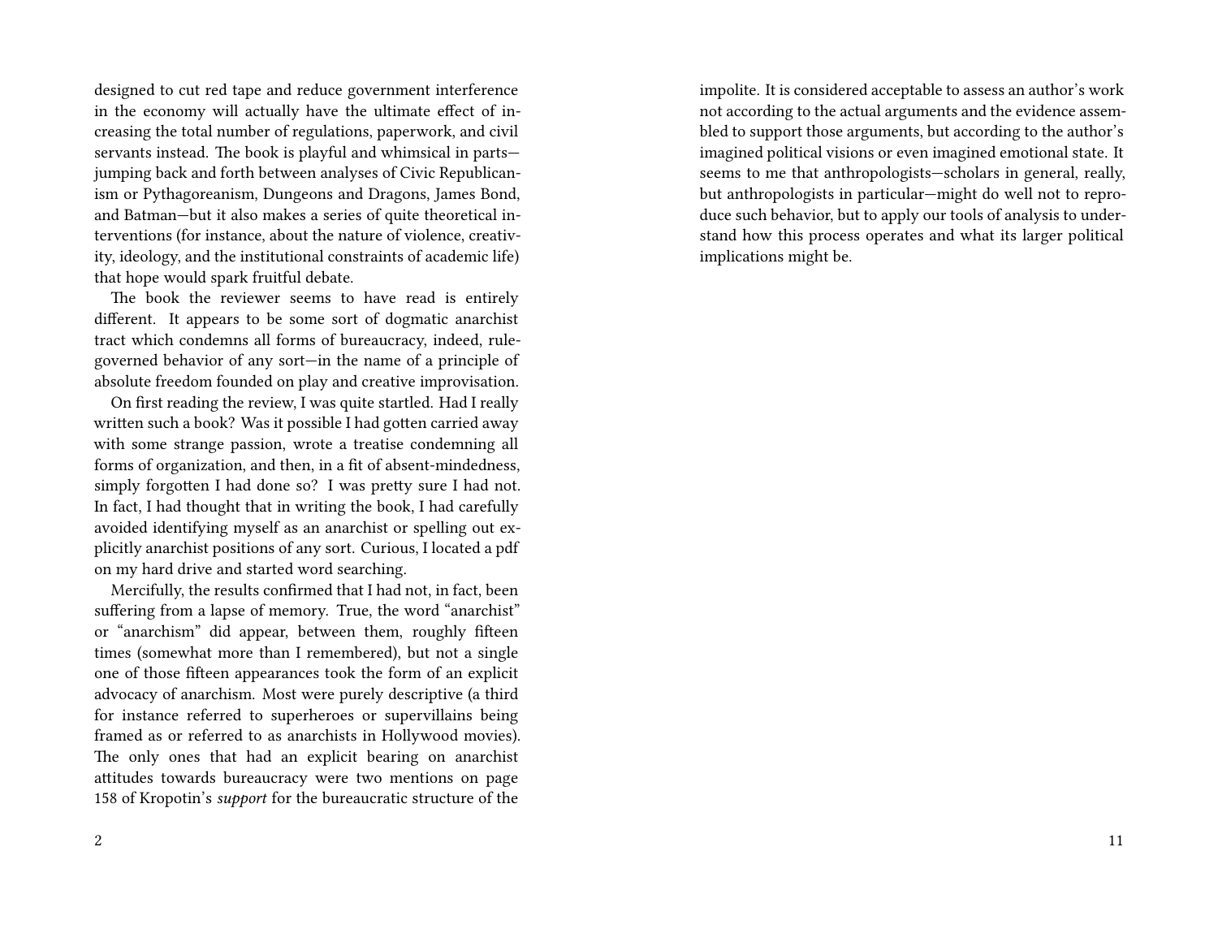designed to cut red tape and reduce government interference in the economy will actually have the ultimate effect of increasing the total number of regulations, paperwork, and civil servants instead. The book is playful and whimsical in parts—jumping back and forth between analyses of Civic Republicanism or Pythagoreanism, Dungeons and Dragons, James Bond, and Batman—but it also makes a series of quite theoretical interventions (for instance, about the nature of violence, creativity, ideology, and the institutional constraints of academic life) that hope would spark fruitful debate.

The book the reviewer seems to have read is entirely different. It appears to be some sort of dogmatic anarchist tract which condemns all forms of bureaucracy, indeed, rule-governed behavior of any sort—in the name of a principle of absolute freedom founded on play and creative improvisation.

On first reading the review, I was quite startled. Had I really written such a book? Was it possible I had gotten carried away with some strange passion, wrote a treatise condemning all forms of organization, and then, in a fit of absent-mindedness, simply forgotten I had done so? I was pretty sure I had not. In fact, I had thought that in writing the book, I had carefully avoided identifying myself as an anarchist or spelling out explicitly anarchist positions of any sort. Curious, I located a pdf on my hard drive and started word searching.

Mercifully, the results confirmed that I had not, in fact, been suffering from a lapse of memory. True, the word "anarchist" or "anarchism" did appear, between them, roughly fifteen times (somewhat more than I remembered), but not a single one of those fifteen appearances took the form of an explicit advocacy of anarchism. Most were purely descriptive (a third for instance referred to superheroes or supervillains being framed as or referred to as anarchists in Hollywood movies). The only ones that had an explicit bearing on anarchist attitudes towards bureaucracy were two mentions on page 158 of Kropotin's *support* for the bureaucratic structure of the

impolite. It is considered acceptable to assess an author's work not according to the actual arguments and the evidence assembled to support those arguments, but according to the author's imagined political visions or even imagined emotional state. It seems to me that anthropologists—scholars in general, really, but anthropologists in particular—might do well not to reproduce such behavior, but to apply our tools of analysis to understand how this process operates and what its larger political implications might be.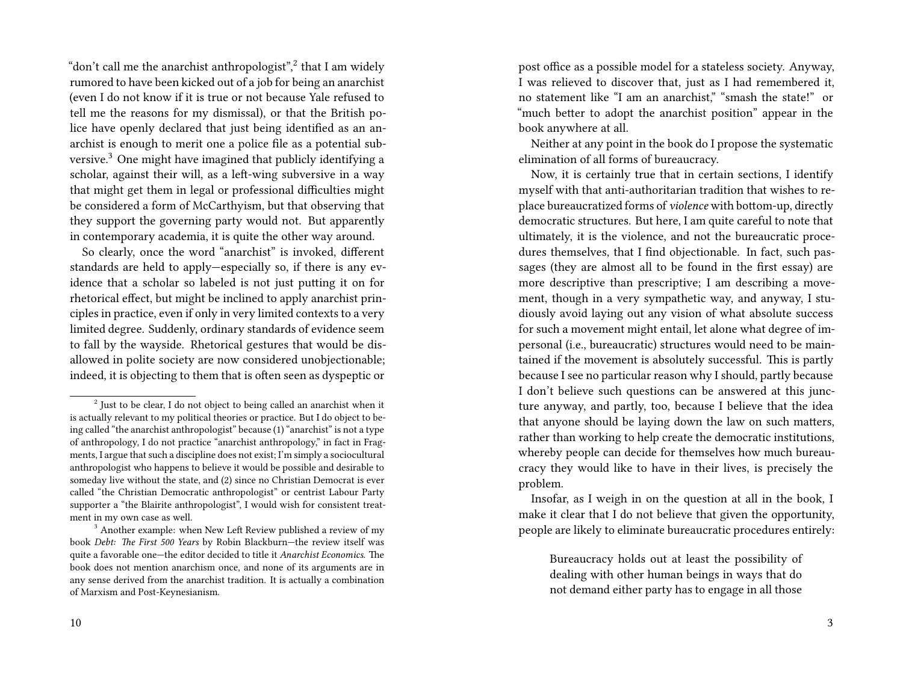"don't call me the anarchist anthropologist",[2] that I am widely rumored to have been kicked out of a job for being an anarchist (even I do not know if it is true or not because Yale refused to tell me the reasons for my dismissal), or that the British police have openly declared that just being identified as an anarchist is enough to merit one a police file as a potential subversive.[3] One might have imagined that publicly identifying a scholar, against their will, as a left-wing subversive in a way that might get them in legal or professional difficulties might be considered a form of McCarthyism, but that observing that they support the governing party would not. But apparently in contemporary academia, it is quite the other way around.

So clearly, once the word "anarchist" is invoked, different standards are held to apply—especially so, if there is any evidence that a scholar so labeled is not just putting it on for rhetorical effect, but might be inclined to apply anarchist principles in practice, even if only in very limited contexts to a very limited degree. Suddenly, ordinary standards of evidence seem to fall by the wayside. Rhetorical gestures that would be disallowed in polite society are now considered unobjectionable; indeed, it is objecting to them that is often seen as dyspeptic or

[2] Just to be clear, I do not object to being called an anarchist when it is actually relevant to my political theories or practice. But I do object to being called "the anarchist anthropologist" because (1) "anarchist" is not a type of anthropology, I do not practice "anarchist anthropology," in fact in Fragments, I argue that such a discipline does not exist; I'm simply a sociocultural anthropologist who happens to believe it would be possible and desirable to someday live without the state, and (2) since no Christian Democrat is ever called "the Christian Democratic anthropologist" or centrist Labour Party supporter a "the Blairite anthropologist", I would wish for consistent treatment in my own case as well.

[3] Another example: when New Left Review published a review of my book *Debt: The First 500 Years* by Robin Blackburn—the review itself was quite a favorable one—the editor decided to title it *Anarchist Economics*. The book does not mention anarchism once, and none of its arguments are in any sense derived from the anarchist tradition. It is actually a combination of Marxism and Post-Keynesianism.

post office as a possible model for a stateless society. Anyway, I was relieved to discover that, just as I had remembered it, no statement like "I am an anarchist," "smash the state!" or "much better to adopt the anarchist position" appear in the book anywhere at all.

Neither at any point in the book do I propose the systematic elimination of all forms of bureaucracy.

Now, it is certainly true that in certain sections, I identify myself with that anti-authoritarian tradition that wishes to replace bureaucratized forms of *violence* with bottom-up, directly democratic structures. But here, I am quite careful to note that ultimately, it is the violence, and not the bureaucratic procedures themselves, that I find objectionable. In fact, such passages (they are almost all to be found in the first essay) are more descriptive than prescriptive; I am describing a movement, though in a very sympathetic way, and anyway, I studiously avoid laying out any vision of what absolute success for such a movement might entail, let alone what degree of impersonal (i.e., bureaucratic) structures would need to be maintained if the movement is absolutely successful. This is partly because I see no particular reason why I should, partly because I don't believe such questions can be answered at this juncture anyway, and partly, too, because I believe that the idea that anyone should be laying down the law on such matters, rather than working to help create the democratic institutions, whereby people can decide for themselves how much bureaucracy they would like to have in their lives, is precisely the problem.

Insofar, as I weigh in on the question at all in the book, I make it clear that I do not believe that given the opportunity, people are likely to eliminate bureaucratic procedures entirely:

> Bureaucracy holds out at least the possibility of dealing with other human beings in ways that do not demand either party has to engage in all those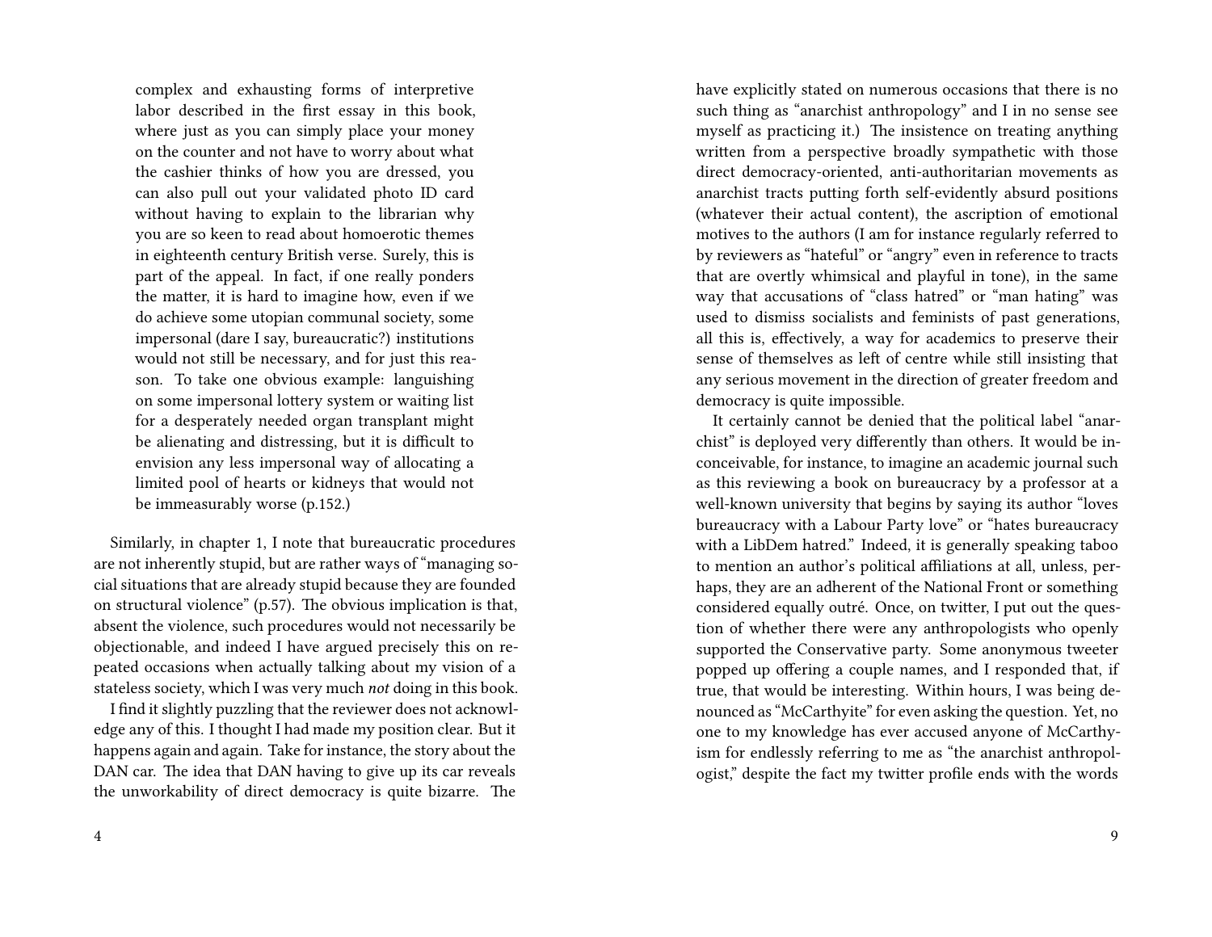complex and exhausting forms of interpretive labor described in the first essay in this book, where just as you can simply place your money on the counter and not have to worry about what the cashier thinks of how you are dressed, you can also pull out your validated photo ID card without having to explain to the librarian why you are so keen to read about homoerotic themes in eighteenth century British verse. Surely, this is part of the appeal. In fact, if one really ponders the matter, it is hard to imagine how, even if we do achieve some utopian communal society, some impersonal (dare I say, bureaucratic?) institutions would not still be necessary, and for just this reason. To take one obvious example: languishing on some impersonal lottery system or waiting list for a desperately needed organ transplant might be alienating and distressing, but it is difficult to envision any less impersonal way of allocating a limited pool of hearts or kidneys that would not be immeasurably worse (p.152.)

Similarly, in chapter 1, I note that bureaucratic procedures are not inherently stupid, but are rather ways of "managing social situations that are already stupid because they are founded on structural violence" (p.57). The obvious implication is that, absent the violence, such procedures would not necessarily be objectionable, and indeed I have argued precisely this on repeated occasions when actually talking about my vision of a stateless society, which I was very much *not* doing in this book.

I find it slightly puzzling that the reviewer does not acknowledge any of this. I thought I had made my position clear. But it happens again and again. Take for instance, the story about the DAN car. The idea that DAN having to give up its car reveals the unworkability of direct democracy is quite bizarre. The

have explicitly stated on numerous occasions that there is no such thing as "anarchist anthropology" and I in no sense see myself as practicing it.) The insistence on treating anything written from a perspective broadly sympathetic with those direct democracy-oriented, anti-authoritarian movements as anarchist tracts putting forth self-evidently absurd positions (whatever their actual content), the ascription of emotional motives to the authors (I am for instance regularly referred to by reviewers as "hateful" or "angry" even in reference to tracts that are overtly whimsical and playful in tone), in the same way that accusations of "class hatred" or "man hating" was used to dismiss socialists and feminists of past generations, all this is, effectively, a way for academics to preserve their sense of themselves as left of centre while still insisting that any serious movement in the direction of greater freedom and democracy is quite impossible.

It certainly cannot be denied that the political label "anarchist" is deployed very differently than others. It would be inconceivable, for instance, to imagine an academic journal such as this reviewing a book on bureaucracy by a professor at a well-known university that begins by saying its author "loves bureaucracy with a Labour Party love" or "hates bureaucracy with a LibDem hatred." Indeed, it is generally speaking taboo to mention an author's political affiliations at all, unless, perhaps, they are an adherent of the National Front or something considered equally outré. Once, on twitter, I put out the question of whether there were any anthropologists who openly supported the Conservative party. Some anonymous tweeter popped up offering a couple names, and I responded that, if true, that would be interesting. Within hours, I was being denounced as "McCarthyite" for even asking the question. Yet, no one to my knowledge has ever accused anyone of McCarthyism for endlessly referring to me as "the anarchist anthropologist," despite the fact my twitter profile ends with the words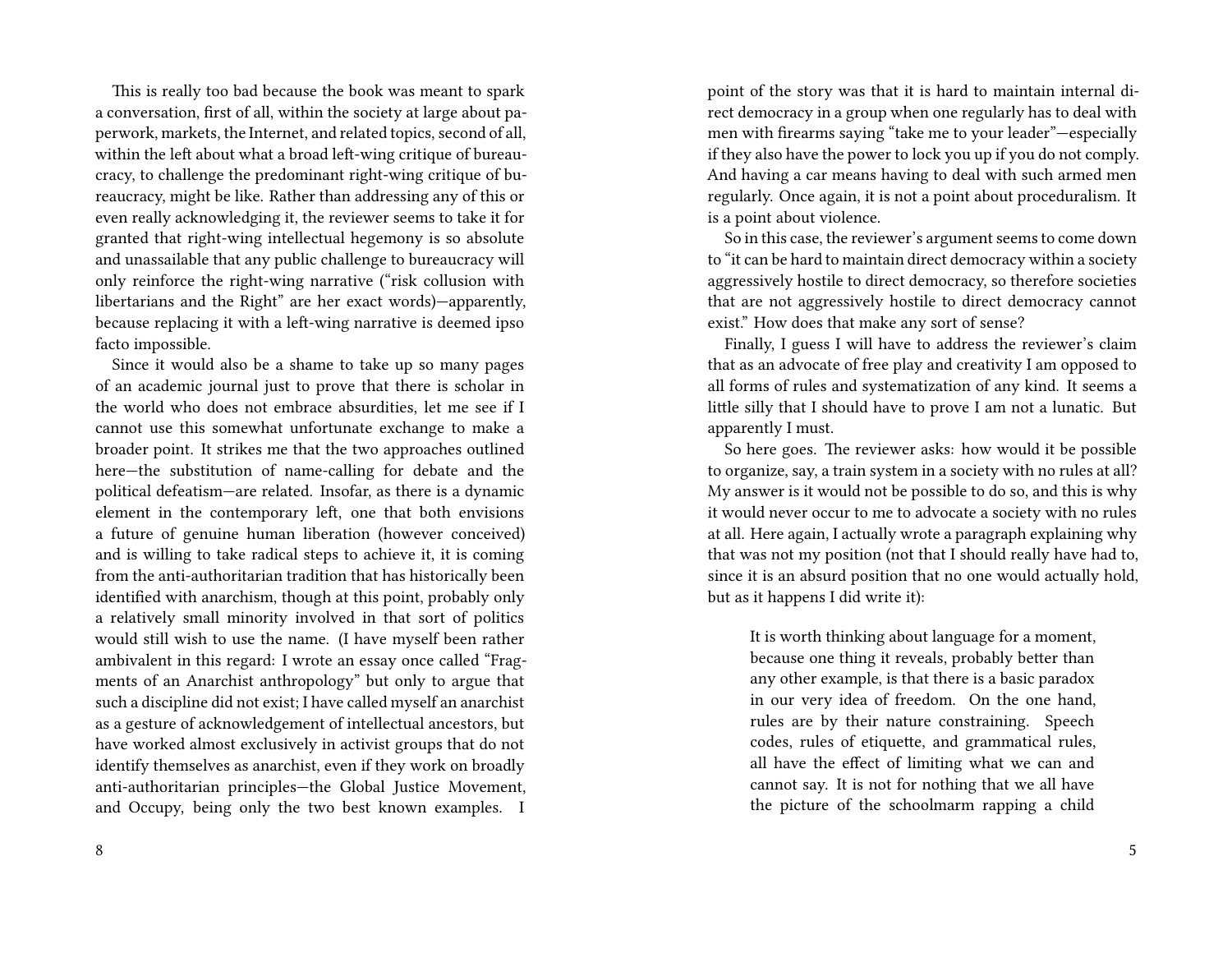This is really too bad because the book was meant to spark a conversation, first of all, within the society at large about paperwork, markets, the Internet, and related topics, second of all, within the left about what a broad left-wing critique of bureaucracy, to challenge the predominant right-wing critique of bureaucracy, might be like. Rather than addressing any of this or even really acknowledging it, the reviewer seems to take it for granted that right-wing intellectual hegemony is so absolute and unassailable that any public challenge to bureaucracy will only reinforce the right-wing narrative ("risk collusion with libertarians and the Right" are her exact words)—apparently, because replacing it with a left-wing narrative is deemed ipso facto impossible.

Since it would also be a shame to take up so many pages of an academic journal just to prove that there is scholar in the world who does not embrace absurdities, let me see if I cannot use this somewhat unfortunate exchange to make a broader point. It strikes me that the two approaches outlined here—the substitution of name-calling for debate and the political defeatism—are related. Insofar, as there is a dynamic element in the contemporary left, one that both envisions a future of genuine human liberation (however conceived) and is willing to take radical steps to achieve it, it is coming from the anti-authoritarian tradition that has historically been identified with anarchism, though at this point, probably only a relatively small minority involved in that sort of politics would still wish to use the name. (I have myself been rather ambivalent in this regard: I wrote an essay once called "Fragments of an Anarchist anthropology" but only to argue that such a discipline did not exist; I have called myself an anarchist as a gesture of acknowledgement of intellectual ancestors, but have worked almost exclusively in activist groups that do not identify themselves as anarchist, even if they work on broadly anti-authoritarian principles—the Global Justice Movement, and Occupy, being only the two best known examples. I

point of the story was that it is hard to maintain internal direct democracy in a group when one regularly has to deal with men with firearms saying "take me to your leader"—especially if they also have the power to lock you up if you do not comply. And having a car means having to deal with such armed men regularly. Once again, it is not a point about proceduralism. It is a point about violence.

So in this case, the reviewer's argument seems to come down to "it can be hard to maintain direct democracy within a society aggressively hostile to direct democracy, so therefore societies that are not aggressively hostile to direct democracy cannot exist." How does that make any sort of sense?

Finally, I guess I will have to address the reviewer's claim that as an advocate of free play and creativity I am opposed to all forms of rules and systematization of any kind. It seems a little silly that I should have to prove I am not a lunatic. But apparently I must.

So here goes. The reviewer asks: how would it be possible to organize, say, a train system in a society with no rules at all? My answer is it would not be possible to do so, and this is why it would never occur to me to advocate a society with no rules at all. Here again, I actually wrote a paragraph explaining why that was not my position (not that I should really have had to, since it is an absurd position that no one would actually hold, but as it happens I did write it):

> It is worth thinking about language for a moment, because one thing it reveals, probably better than any other example, is that there is a basic paradox in our very idea of freedom. On the one hand, rules are by their nature constraining. Speech codes, rules of etiquette, and grammatical rules, all have the effect of limiting what we can and cannot say. It is not for nothing that we all have the picture of the schoolmarm rapping a child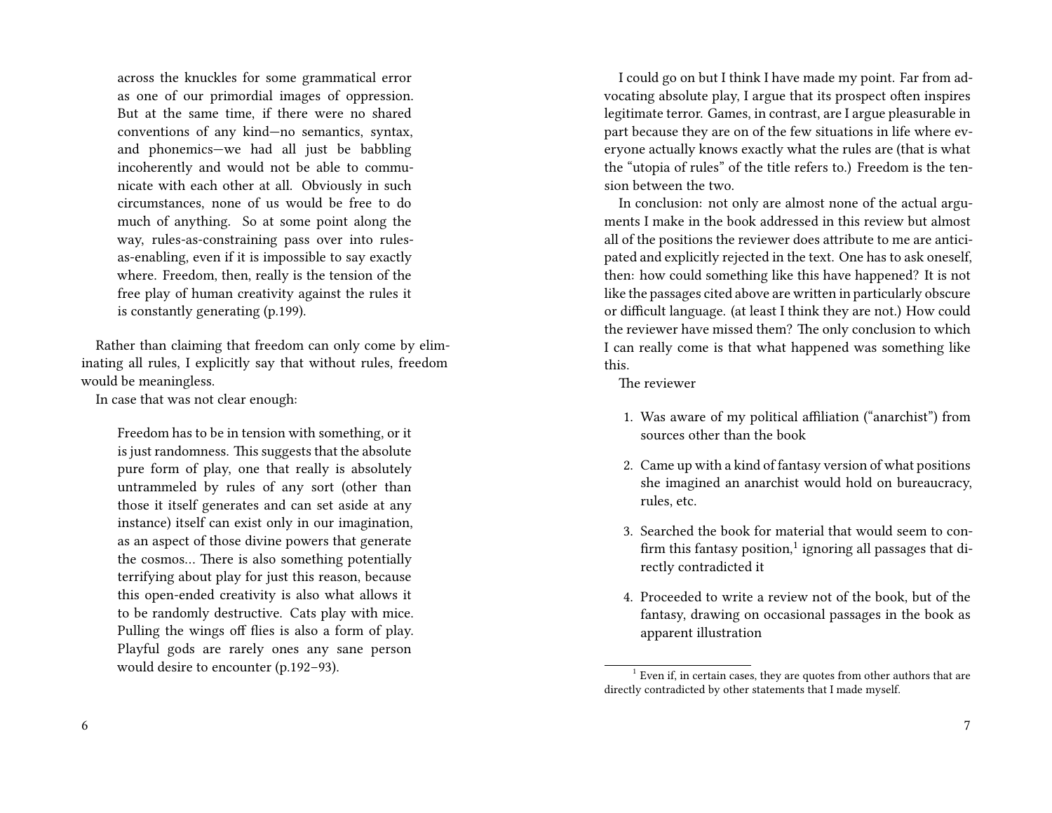> across the knuckles for some grammatical error as one of our primordial images of oppression. But at the same time, if there were no shared conventions of any kind—no semantics, syntax, and phonemics—we had all just be babbling incoherently and would not be able to communicate with each other at all. Obviously in such circumstances, none of us would be free to do much of anything. So at some point along the way, rules-as-constraining pass over into rules-as-enabling, even if it is impossible to say exactly where. Freedom, then, really is the tension of the free play of human creativity against the rules it is constantly generating (p.199).

Rather than claiming that freedom can only come by eliminating all rules, I explicitly say that without rules, freedom would be meaningless.

In case that was not clear enough:

> Freedom has to be in tension with something, or it is just randomness. This suggests that the absolute pure form of play, one that really is absolutely untrammeled by rules of any sort (other than those it itself generates and can set aside at any instance) itself can exist only in our imagination, as an aspect of those divine powers that generate the cosmos… There is also something potentially terrifying about play for just this reason, because this open-ended creativity is also what allows it to be randomly destructive. Cats play with mice. Pulling the wings off flies is also a form of play. Playful gods are rarely ones any sane person would desire to encounter (p.192–93).

I could go on but I think I have made my point. Far from advocating absolute play, I argue that its prospect often inspires legitimate terror. Games, in contrast, are I argue pleasurable in part because they are on of the few situations in life where everyone actually knows exactly what the rules are (that is what the "utopia of rules" of the title refers to.) Freedom is the tension between the two.

In conclusion: not only are almost none of the actual arguments I make in the book addressed in this review but almost all of the positions the reviewer does attribute to me are anticipated and explicitly rejected in the text. One has to ask oneself, then: how could something like this have happened? It is not like the passages cited above are written in particularly obscure or difficult language. (at least I think they are not.) How could the reviewer have missed them? The only conclusion to which I can really come is that what happened was something like this.

The reviewer

1. Was aware of my political affiliation ("anarchist") from sources other than the book
2. Came up with a kind of fantasy version of what positions she imagined an anarchist would hold on bureaucracy, rules, etc.
3. Searched the book for material that would seem to confirm this fantasy position,[1] ignoring all passages that directly contradicted it
4. Proceeded to write a review not of the book, but of the fantasy, drawing on occasional passages in the book as apparent illustration

[1] Even if, in certain cases, they are quotes from other authors that are directly contradicted by other statements that I made myself.